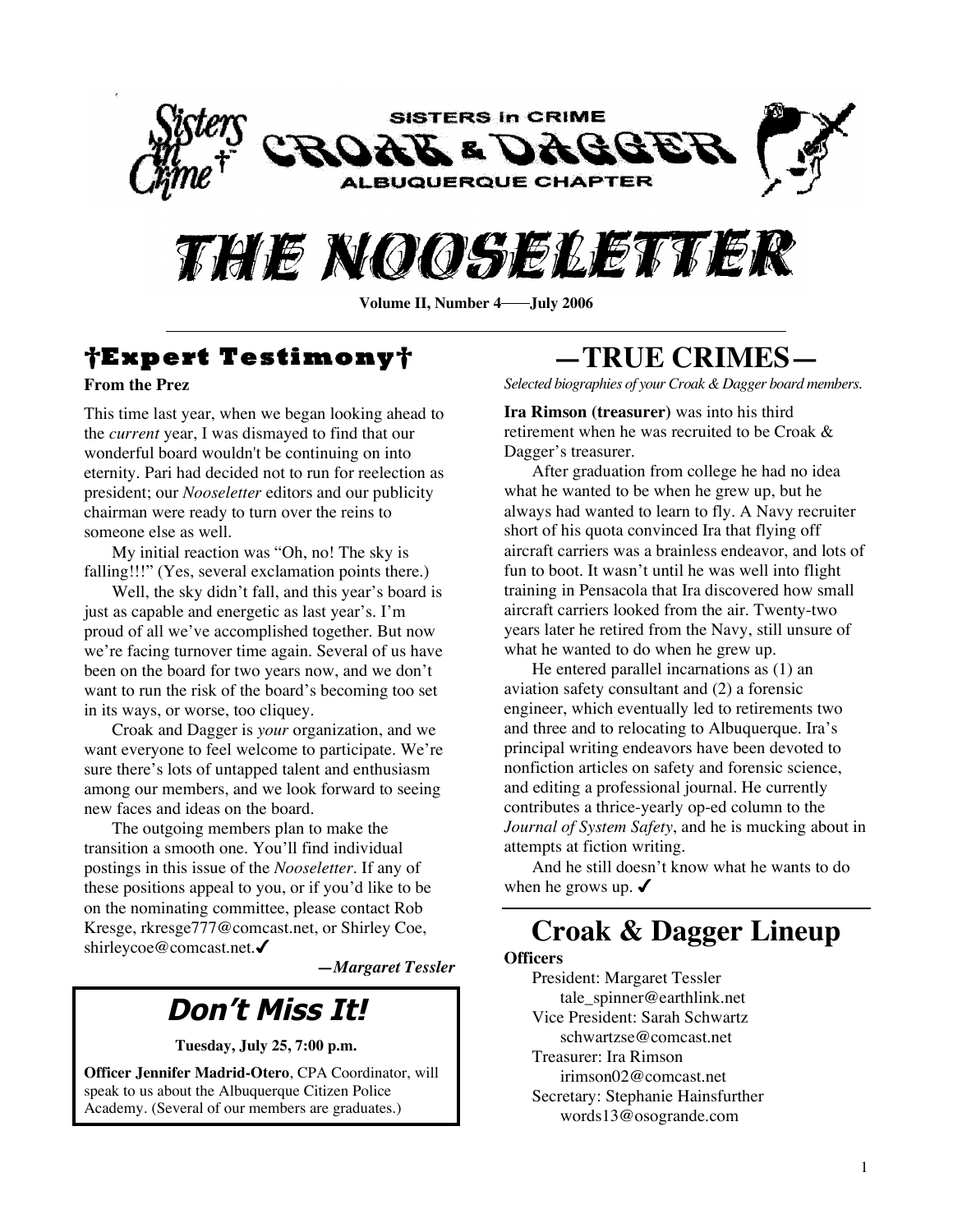# SISTERS in CRIME CROAK & DAGGER ALBUQUERQUE CHAPTER

# THE NOOSELETTER

**Volume II, Number 4——July 2006**

## †Expert Testimony†

**From the Prez**

This time last year, when we began looking ahead to the *current* year, I was dismayed to find that our wonderful board wouldn't be continuing on into eternity. Pari had decided not to run for reelection as president; our *Nooseletter* editors and our publicity chairman were ready to turn over the reins to someone else as well.

My initial reaction was "Oh, no! The sky is falling!!!" (Yes, several exclamation points there.)

Well, the sky didn't fall, and this year's board is just as capable and energetic as last year's. I'm proud of all we've accomplished together. But now we're facing turnover time again. Several of us have been on the board for two years now, and we don't want to run the risk of the board's becoming too set in its ways, or worse, too cliquey.

Croak and Dagger is *your* organization, and we want everyone to feel welcome to participate. We're sure there's lots of untapped talent and enthusiasm among our members, and we look forward to seeing new faces and ideas on the board.

The outgoing members plan to make the transition a smooth one. You'll find individual postings in this issue of the *Nooseletter*. If any of these positions appeal to you, or if you'd like to be on the nominating committee, please contact Rob Kresge, rkresge777@comcast.net, or Shirley Coe, shirleycoe@comcast.net.✓

*—Margaret Tessler*

## Don't Miss It!

**Tuesday, July 25, 7:00 p.m.**

**Officer Jennifer Madrid-Otero**, CPA Coordinator, will speak to us about the Albuquerque Citizen Police Academy. (Several of our members are graduates.)

## —TRUE CRIMES—

*Selected biographies of your Croak & Dagger board members.*

**Ira Rimson (treasurer)** was into his third retirement when he was recruited to be Croak & Dagger's treasurer.

After graduation from college he had no idea what he wanted to be when he grew up, but he always had wanted to learn to fly. A Navy recruiter short of his quota convinced Ira that flying off aircraft carriers was a brainless endeavor, and lots of fun to boot. It wasn't until he was well into flight training in Pensacola that Ira discovered how small aircraft carriers looked from the air. Twenty-two years later he retired from the Navy, still unsure of what he wanted to do when he grew up.

He entered parallel incarnations as (1) an aviation safety consultant and (2) a forensic engineer, which eventually led to retirements two and three and to relocating to Albuquerque. Ira's principal writing endeavors have been devoted to nonfiction articles on safety and forensic science, and editing a professional journal. He currently contributes a thrice-yearly op-ed column to the *Journal of System Safety*, and he is mucking about in attempts at fiction writing.

And he still doesn't know what he wants to do when he grows up. ✓

## Croak & Dagger Lineup

**Officers**

President: Margaret Tessler
tale_spinner@earthlink.net

Vice President: Sarah Schwartz
schwartzse@comcast.net

Treasurer: Ira Rimson
irimson02@comcast.net

Secretary: Stephanie Hainsfurther
words13@osogrande.com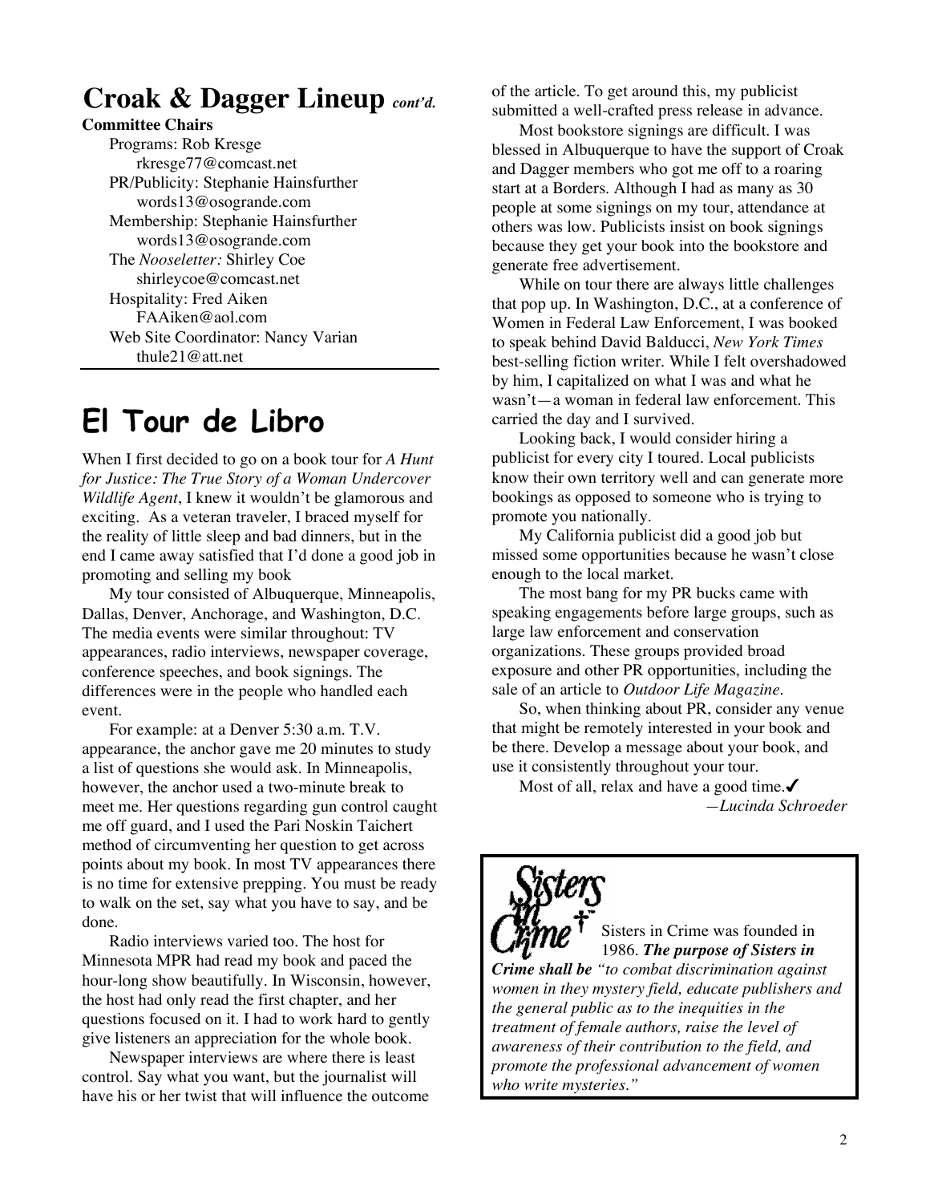## Croak & Dagger Lineup *cont'd.*

**Committee Chairs**

Programs: Rob Kresge
rkresge77@comcast.net

PR/Publicity: Stephanie Hainsfurther
words13@osogrande.com

Membership: Stephanie Hainsfurther
words13@osogrande.com

The *Nooseletter:* Shirley Coe
shirleycoe@comcast.net

Hospitality: Fred Aiken
FAAiken@aol.com

Web Site Coordinator: Nancy Varian
thule21@att.net

# El Tour de Libro

When I first decided to go on a book tour for *A Hunt for Justice: The True Story of a Woman Undercover Wildlife Agent*, I knew it wouldn't be glamorous and exciting. As a veteran traveler, I braced myself for the reality of little sleep and bad dinners, but in the end I came away satisfied that I'd done a good job in promoting and selling my book

My tour consisted of Albuquerque, Minneapolis, Dallas, Denver, Anchorage, and Washington, D.C. The media events were similar throughout: TV appearances, radio interviews, newspaper coverage, conference speeches, and book signings. The differences were in the people who handled each event.

For example: at a Denver 5:30 a.m. T.V. appearance, the anchor gave me 20 minutes to study a list of questions she would ask. In Minneapolis, however, the anchor used a two-minute break to meet me. Her questions regarding gun control caught me off guard, and I used the Pari Noskin Taichert method of circumventing her question to get across points about my book. In most TV appearances there is no time for extensive prepping. You must be ready to walk on the set, say what you have to say, and be done.

Radio interviews varied too. The host for Minnesota MPR had read my book and paced the hour-long show beautifully. In Wisconsin, however, the host had only read the first chapter, and her questions focused on it. I had to work hard to gently give listeners an appreciation for the whole book.

Newspaper interviews are where there is least control. Say what you want, but the journalist will have his or her twist that will influence the outcome of the article. To get around this, my publicist submitted a well-crafted press release in advance.

Most bookstore signings are difficult. I was blessed in Albuquerque to have the support of Croak and Dagger members who got me off to a roaring start at a Borders. Although I had as many as 30 people at some signings on my tour, attendance at others was low. Publicists insist on book signings because they get your book into the bookstore and generate free advertisement.

While on tour there are always little challenges that pop up. In Washington, D.C., at a conference of Women in Federal Law Enforcement, I was booked to speak behind David Balducci, *New York Times* best-selling fiction writer. While I felt overshadowed by him, I capitalized on what I was and what he wasn't—a woman in federal law enforcement. This carried the day and I survived.

Looking back, I would consider hiring a publicist for every city I toured. Local publicists know their own territory well and can generate more bookings as opposed to someone who is trying to promote you nationally.

My California publicist did a good job but missed some opportunities because he wasn't close enough to the local market.

The most bang for my PR bucks came with speaking engagements before large groups, such as large law enforcement and conservation organizations. These groups provided broad exposure and other PR opportunities, including the sale of an article to *Outdoor Life Magazine*.

So, when thinking about PR, consider any venue that might be remotely interested in your book and be there. Develop a message about your book, and use it consistently throughout your tour.

Most of all, relax and have a good time.✓

*—Lucinda Schroeder*

---

Sisters in Crime

Sisters in Crime was founded in 1986. ***The purpose of Sisters in Crime shall be*** *"to combat discrimination against women in they mystery field, educate publishers and the general public as to the inequities in the treatment of female authors, raise the level of awareness of their contribution to the field, and promote the professional advancement of women who write mysteries."*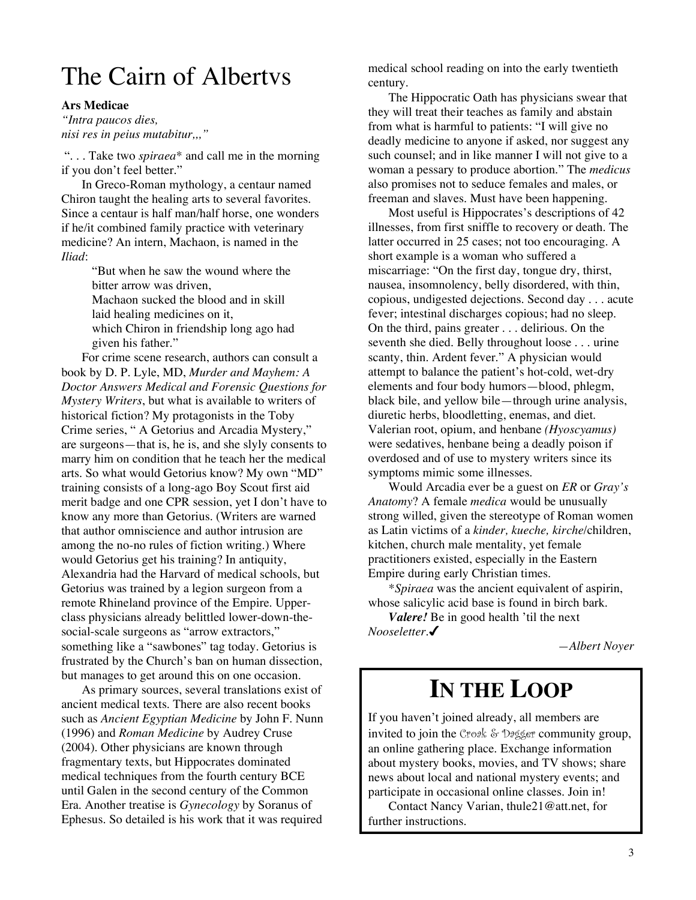# The Cairn of Albertvs

**Ars Medicae**

*"Intra paucos dies,*
*nisi res in peius mutabitur,,,"*

". . . Take two *spiraea** and call me in the morning if you don't feel better."

In Greco-Roman mythology, a centaur named Chiron taught the healing arts to several favorites. Since a centaur is half man/half horse, one wonders if he/it combined family practice with veterinary medicine? An intern, Machaon, is named in the *Iliad*:

> "But when he saw the wound where the bitter arrow was driven,
> Machaon sucked the blood and in skill laid healing medicines on it,
> which Chiron in friendship long ago had given his father."

For crime scene research, authors can consult a book by D. P. Lyle, MD, *Murder and Mayhem: A Doctor Answers Medical and Forensic Questions for Mystery Writers*, but what is available to writers of historical fiction? My protagonists in the Toby Crime series, " A Getorius and Arcadia Mystery," are surgeons—that is, he is, and she slyly consents to marry him on condition that he teach her the medical arts. So what would Getorius know? My own "MD" training consists of a long-ago Boy Scout first aid merit badge and one CPR session, yet I don't have to know any more than Getorius. (Writers are warned that author omniscience and author intrusion are among the no-no rules of fiction writing.) Where would Getorius get his training? In antiquity, Alexandria had the Harvard of medical schools, but Getorius was trained by a legion surgeon from a remote Rhineland province of the Empire. Upper-class physicians already belittled lower-down-the-social-scale surgeons as "arrow extractors," something like a "sawbones" tag today. Getorius is frustrated by the Church's ban on human dissection, but manages to get around this on one occasion.

As primary sources, several translations exist of ancient medical texts. There are also recent books such as *Ancient Egyptian Medicine* by John F. Nunn (1996) and *Roman Medicine* by Audrey Cruse (2004). Other physicians are known through fragmentary texts, but Hippocrates dominated medical techniques from the fourth century BCE until Galen in the second century of the Common Era. Another treatise is *Gynecology* by Soranus of Ephesus. So detailed is his work that it was required medical school reading on into the early twentieth century.

The Hippocratic Oath has physicians swear that they will treat their teaches as family and abstain from what is harmful to patients: "I will give no deadly medicine to anyone if asked, nor suggest any such counsel; and in like manner I will not give to a woman a pessary to produce abortion." The *medicus* also promises not to seduce females and males, or freeman and slaves. Must have been happening.

Most useful is Hippocrates's descriptions of 42 illnesses, from first sniffle to recovery or death. The latter occurred in 25 cases; not too encouraging. A short example is a woman who suffered a miscarriage: "On the first day, tongue dry, thirst, nausea, insomnolency, belly disordered, with thin, copious, undigested dejections. Second day . . . acute fever; intestinal discharges copious; had no sleep. On the third, pains greater . . . delirious. On the seventh she died. Belly throughout loose . . . urine scanty, thin. Ardent fever." A physician would attempt to balance the patient's hot-cold, wet-dry elements and four body humors—blood, phlegm, black bile, and yellow bile—through urine analysis, diuretic herbs, bloodletting, enemas, and diet. Valerian root, opium, and henbane *(Hyoscyamus)* were sedatives, henbane being a deadly poison if overdosed and of use to mystery writers since its symptoms mimic some illnesses.

Would Arcadia ever be a guest on *ER* or *Gray's Anatomy*? A female *medica* would be unusually strong willed, given the stereotype of Roman women as Latin victims of a *kinder, kueche, kirche*/children, kitchen, church male mentality, yet female practitioners existed, especially in the Eastern Empire during early Christian times.

**Spiraea* was the ancient equivalent of aspirin, whose salicylic acid base is found in birch bark.

***Valere!*** Be in good health 'til the next *Nooseletter*.✔

—*Albert Noyer*

# IN THE LOOP

If you haven't joined already, all members are invited to join the Croak & Dagger community group, an online gathering place. Exchange information about mystery books, movies, and TV shows; share news about local and national mystery events; and participate in occasional online classes. Join in!

Contact Nancy Varian, thule21@att.net, for further instructions.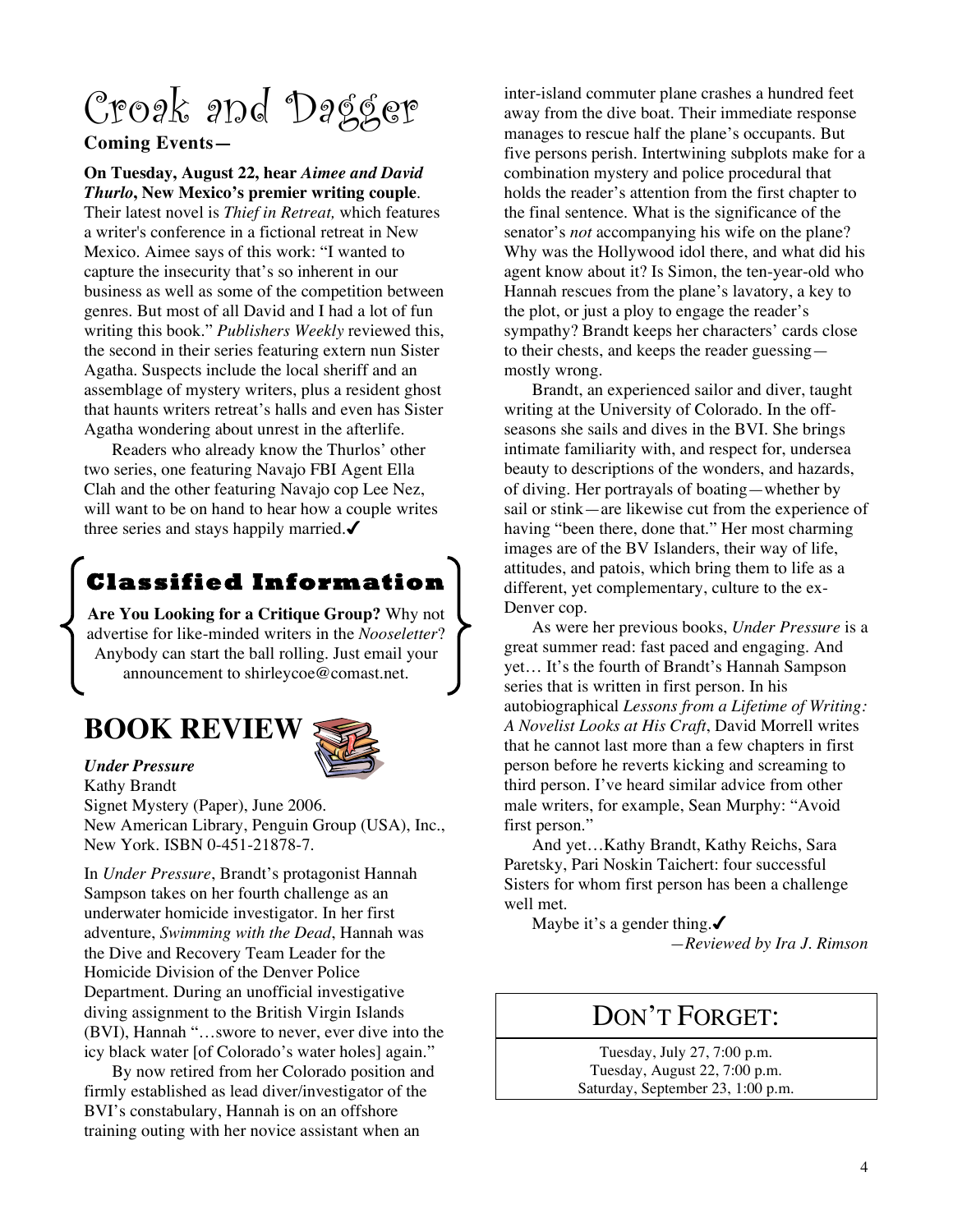# Croak and Dagger

**Coming Events—**

**On Tuesday, August 22, hear *Aimee and David Thurlo*, New Mexico's premier writing couple**. Their latest novel is *Thief in Retreat,* which features a writer's conference in a fictional retreat in New Mexico. Aimee says of this work: "I wanted to capture the insecurity that's so inherent in our business as well as some of the competition between genres. But most of all David and I had a lot of fun writing this book." *Publishers Weekly* reviewed this, the second in their series featuring extern nun Sister Agatha. Suspects include the local sheriff and an assemblage of mystery writers, plus a resident ghost that haunts writers retreat's halls and even has Sister Agatha wondering about unrest in the afterlife.

Readers who already know the Thurlos' other two series, one featuring Navajo FBI Agent Ella Clah and the other featuring Navajo cop Lee Nez, will want to be on hand to hear how a couple writes three series and stays happily married.✔

## Classified Information

**Are You Looking for a Critique Group?** Why not advertise for like-minded writers in the *Nooseletter*? Anybody can start the ball rolling. Just email your announcement to shirleycoe@comast.net.

# BOOK REVIEW

***Under Pressure***
Kathy Brandt
Signet Mystery (Paper), June 2006.
New American Library, Penguin Group (USA), Inc., New York. ISBN 0-451-21878-7.

In *Under Pressure*, Brandt's protagonist Hannah Sampson takes on her fourth challenge as an underwater homicide investigator. In her first adventure, *Swimming with the Dead*, Hannah was the Dive and Recovery Team Leader for the Homicide Division of the Denver Police Department. During an unofficial investigative diving assignment to the British Virgin Islands (BVI), Hannah "…swore to never, ever dive into the icy black water [of Colorado's water holes] again."

By now retired from her Colorado position and firmly established as lead diver/investigator of the BVI's constabulary, Hannah is on an offshore training outing with her novice assistant when an inter-island commuter plane crashes a hundred feet away from the dive boat. Their immediate response manages to rescue half the plane's occupants. But five persons perish. Intertwining subplots make for a combination mystery and police procedural that holds the reader's attention from the first chapter to the final sentence. What is the significance of the senator's *not* accompanying his wife on the plane? Why was the Hollywood idol there, and what did his agent know about it? Is Simon, the ten-year-old who Hannah rescues from the plane's lavatory, a key to the plot, or just a ploy to engage the reader's sympathy? Brandt keeps her characters' cards close to their chests, and keeps the reader guessing—mostly wrong.

Brandt, an experienced sailor and diver, taught writing at the University of Colorado. In the off-seasons she sails and dives in the BVI. She brings intimate familiarity with, and respect for, undersea beauty to descriptions of the wonders, and hazards, of diving. Her portrayals of boating—whether by sail or stink—are likewise cut from the experience of having "been there, done that." Her most charming images are of the BV Islanders, their way of life, attitudes, and patois, which bring them to life as a different, yet complementary, culture to the ex-Denver cop.

As were her previous books, *Under Pressure* is a great summer read: fast paced and engaging. And yet… It's the fourth of Brandt's Hannah Sampson series that is written in first person. In his autobiographical *Lessons from a Lifetime of Writing: A Novelist Looks at His Craft*, David Morrell writes that he cannot last more than a few chapters in first person before he reverts kicking and screaming to third person. I've heard similar advice from other male writers, for example, Sean Murphy: "Avoid first person."

And yet…Kathy Brandt, Kathy Reichs, Sara Paretsky, Pari Noskin Taichert: four successful Sisters for whom first person has been a challenge well met.

Maybe it's a gender thing.✔

*—Reviewed by Ira J. Rimson*

## DON'T FORGET:

Tuesday, July 27, 7:00 p.m.
Tuesday, August 22, 7:00 p.m.
Saturday, September 23, 1:00 p.m.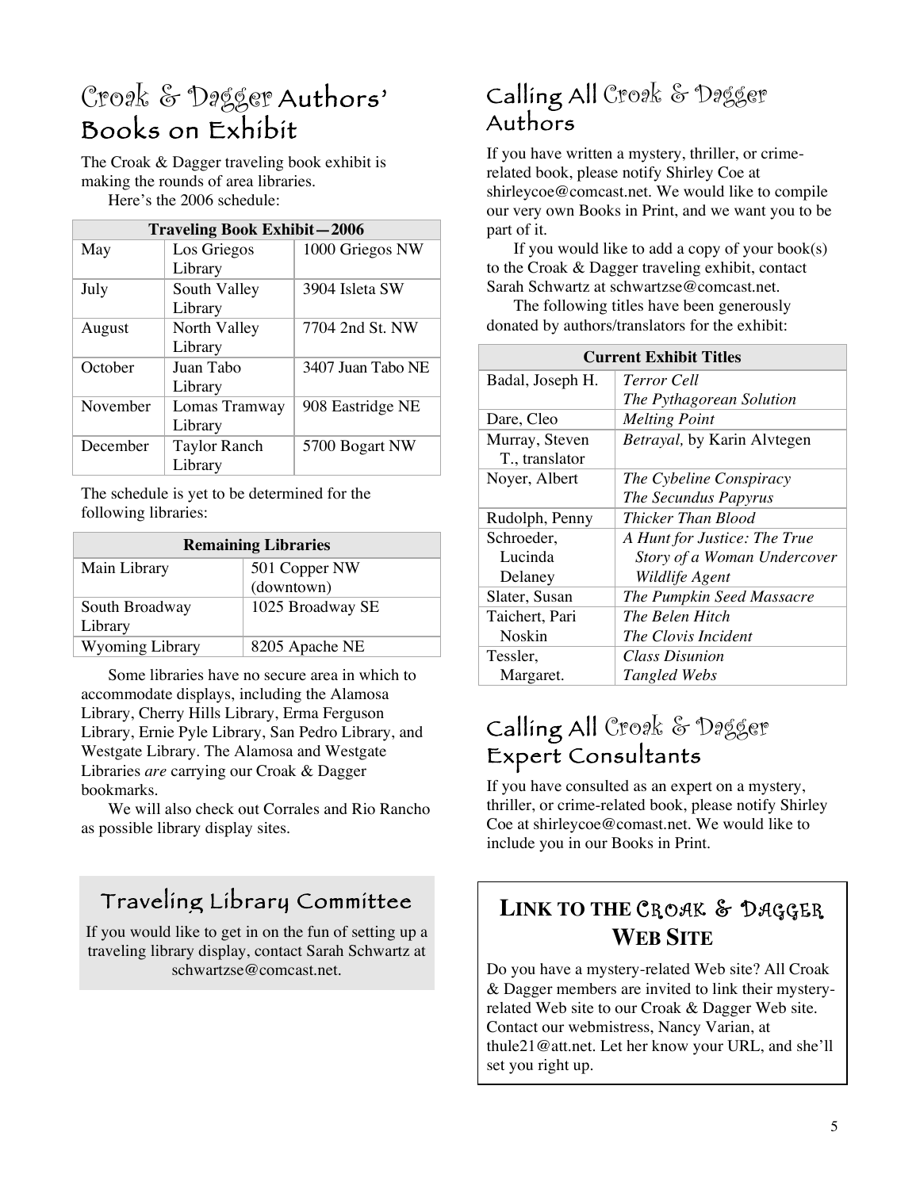## Croak & Dagger Authors' Books on Exhibit

The Croak & Dagger traveling book exhibit is making the rounds of area libraries.

Here's the 2006 schedule:

| Traveling Book Exhibit—2006 | | |
|---|---|---|
| May | Los Griegos Library | 1000 Griegos NW |
| July | South Valley Library | 3904 Isleta SW |
| August | North Valley Library | 7704 2nd St. NW |
| October | Juan Tabo Library | 3407 Juan Tabo NE |
| November | Lomas Tramway Library | 908 Eastridge NE |
| December | Taylor Ranch Library | 5700 Bogart NW |

The schedule is yet to be determined for the following libraries:

| Remaining Libraries | |
|---|---|
| Main Library | 501 Copper NW (downtown) |
| South Broadway Library | 1025 Broadway SE |
| Wyoming Library | 8205 Apache NE |

Some libraries have no secure area in which to accommodate displays, including the Alamosa Library, Cherry Hills Library, Erma Ferguson Library, Ernie Pyle Library, San Pedro Library, and Westgate Library. The Alamosa and Westgate Libraries *are* carrying our Croak & Dagger bookmarks.

We will also check out Corrales and Rio Rancho as possible library display sites.

### Traveling Library Committee

If you would like to get in on the fun of setting up a traveling library display, contact Sarah Schwartz at schwartzse@comcast.net.

## Calling All Croak & Dagger Authors

If you have written a mystery, thriller, or crime-related book, please notify Shirley Coe at shirleycoe@comcast.net. We would like to compile our very own Books in Print, and we want you to be part of it.

If you would like to add a copy of your book(s) to the Croak & Dagger traveling exhibit, contact Sarah Schwartz at schwartzse@comcast.net.

The following titles have been generously donated by authors/translators for the exhibit:

| Current Exhibit Titles | |
|---|---|
| Badal, Joseph H. | *Terror Cell*<br>*The Pythagorean Solution* |
| Dare, Cleo | *Melting Point* |
| Murray, Steven T., translator | *Betrayal,* by Karin Alvtegen |
| Noyer, Albert | *The Cybeline Conspiracy*<br>*The Secundus Papyrus* |
| Rudolph, Penny | *Thicker Than Blood* |
| Schroeder, Lucinda Delaney | *A Hunt for Justice: The True Story of a Woman Undercover Wildlife Agent* |
| Slater, Susan | *The Pumpkin Seed Massacre* |
| Taichert, Pari Noskin | *The Belen Hitch*<br>*The Clovis Incident* |
| Tessler, Margaret. | *Class Disunion*<br>*Tangled Webs* |

## Calling All Croak & Dagger Expert Consultants

If you have consulted as an expert on a mystery, thriller, or crime-related book, please notify Shirley Coe at shirleycoe@comast.net. We would like to include you in our Books in Print.

### Link to the Croak & Dagger Web Site

Do you have a mystery-related Web site? All Croak & Dagger members are invited to link their mystery-related Web site to our Croak & Dagger Web site. Contact our webmistress, Nancy Varian, at thule21@att.net. Let her know your URL, and she'll set you right up.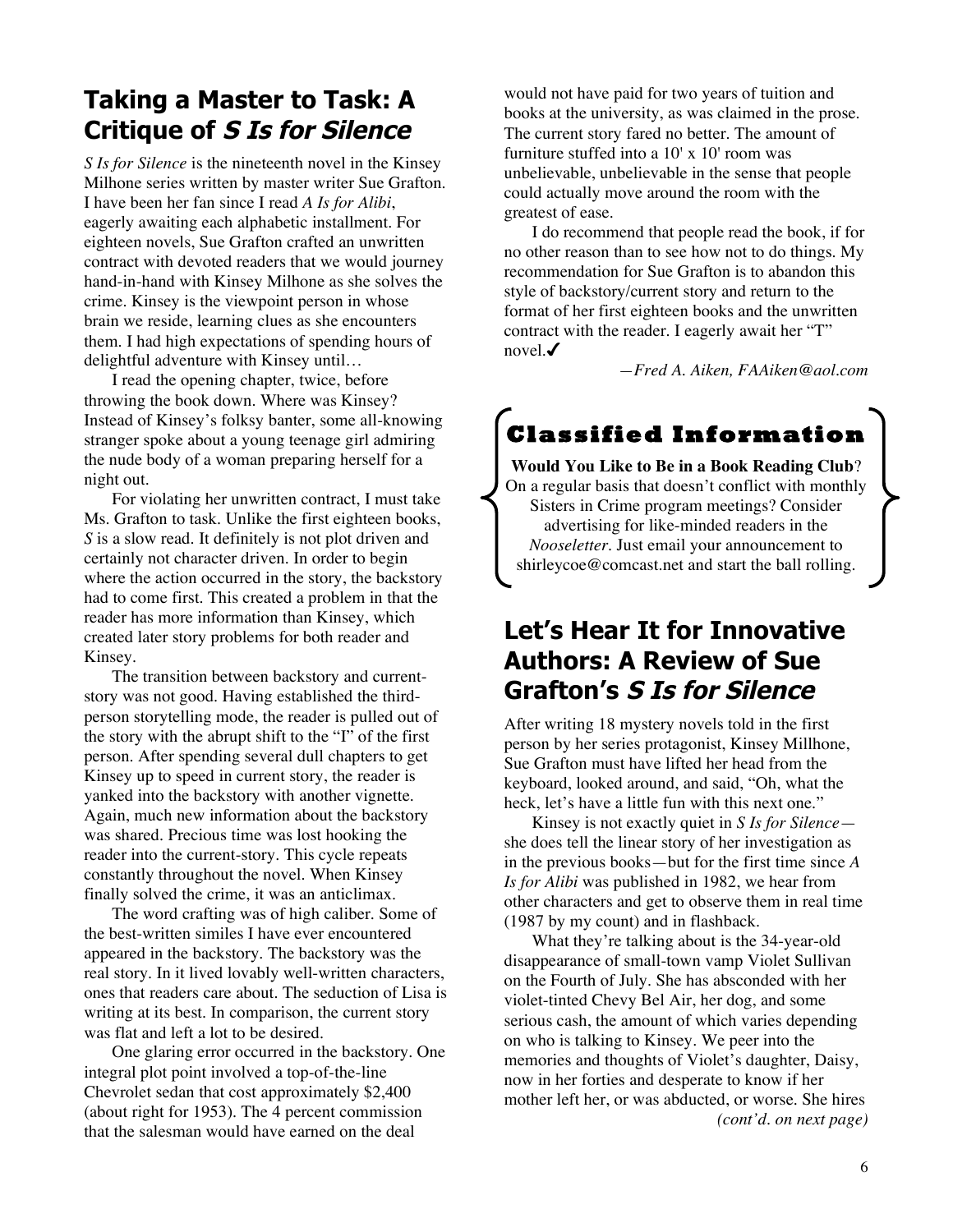## Taking a Master to Task: A Critique of *S Is for Silence*

*S Is for Silence* is the nineteenth novel in the Kinsey Milhone series written by master writer Sue Grafton. I have been her fan since I read *A Is for Alibi*, eagerly awaiting each alphabetic installment. For eighteen novels, Sue Grafton crafted an unwritten contract with devoted readers that we would journey hand-in-hand with Kinsey Milhone as she solves the crime. Kinsey is the viewpoint person in whose brain we reside, learning clues as she encounters them. I had high expectations of spending hours of delightful adventure with Kinsey until…

I read the opening chapter, twice, before throwing the book down. Where was Kinsey? Instead of Kinsey's folksy banter, some all-knowing stranger spoke about a young teenage girl admiring the nude body of a woman preparing herself for a night out.

For violating her unwritten contract, I must take Ms. Grafton to task. Unlike the first eighteen books, *S* is a slow read. It definitely is not plot driven and certainly not character driven. In order to begin where the action occurred in the story, the backstory had to come first. This created a problem in that the reader has more information than Kinsey, which created later story problems for both reader and Kinsey.

The transition between backstory and current-story was not good. Having established the third-person storytelling mode, the reader is pulled out of the story with the abrupt shift to the "I" of the first person. After spending several dull chapters to get Kinsey up to speed in current story, the reader is yanked into the backstory with another vignette. Again, much new information about the backstory was shared. Precious time was lost hooking the reader into the current-story. This cycle repeats constantly throughout the novel. When Kinsey finally solved the crime, it was an anticlimax.

The word crafting was of high caliber. Some of the best-written similes I have ever encountered appeared in the backstory. The backstory was the real story. In it lived lovably well-written characters, ones that readers care about. The seduction of Lisa is writing at its best. In comparison, the current story was flat and left a lot to be desired.

One glaring error occurred in the backstory. One integral plot point involved a top-of-the-line Chevrolet sedan that cost approximately $2,400 (about right for 1953). The 4 percent commission that the salesman would have earned on the deal would not have paid for two years of tuition and books at the university, as was claimed in the prose. The current story fared no better. The amount of furniture stuffed into a 10' x 10' room was unbelievable, unbelievable in the sense that people could actually move around the room with the greatest of ease.

I do recommend that people read the book, if for no other reason than to see how not to do things. My recommendation for Sue Grafton is to abandon this style of backstory/current story and return to the format of her first eighteen books and the unwritten contract with the reader. I eagerly await her "T" novel.✔

*—Fred A. Aiken, FAAiken@aol.com*

## Classified Information

**Would You Like to Be in a Book Reading Club**? On a regular basis that doesn't conflict with monthly Sisters in Crime program meetings? Consider advertising for like-minded readers in the *Nooseletter*. Just email your announcement to shirleycoe@comcast.net and start the ball rolling.

## Let's Hear It for Innovative Authors: A Review of Sue Grafton's *S Is for Silence*

After writing 18 mystery novels told in the first person by her series protagonist, Kinsey Millhone, Sue Grafton must have lifted her head from the keyboard, looked around, and said, "Oh, what the heck, let's have a little fun with this next one."

Kinsey is not exactly quiet in *S Is for Silence*—she does tell the linear story of her investigation as in the previous books—but for the first time since *A Is for Alibi* was published in 1982, we hear from other characters and get to observe them in real time (1987 by my count) and in flashback.

What they're talking about is the 34-year-old disappearance of small-town vamp Violet Sullivan on the Fourth of July. She has absconded with her violet-tinted Chevy Bel Air, her dog, and some serious cash, the amount of which varies depending on who is talking to Kinsey. We peer into the memories and thoughts of Violet's daughter, Daisy, now in her forties and desperate to know if her mother left her, or was abducted, or worse. She hires

*(cont'd. on next page)*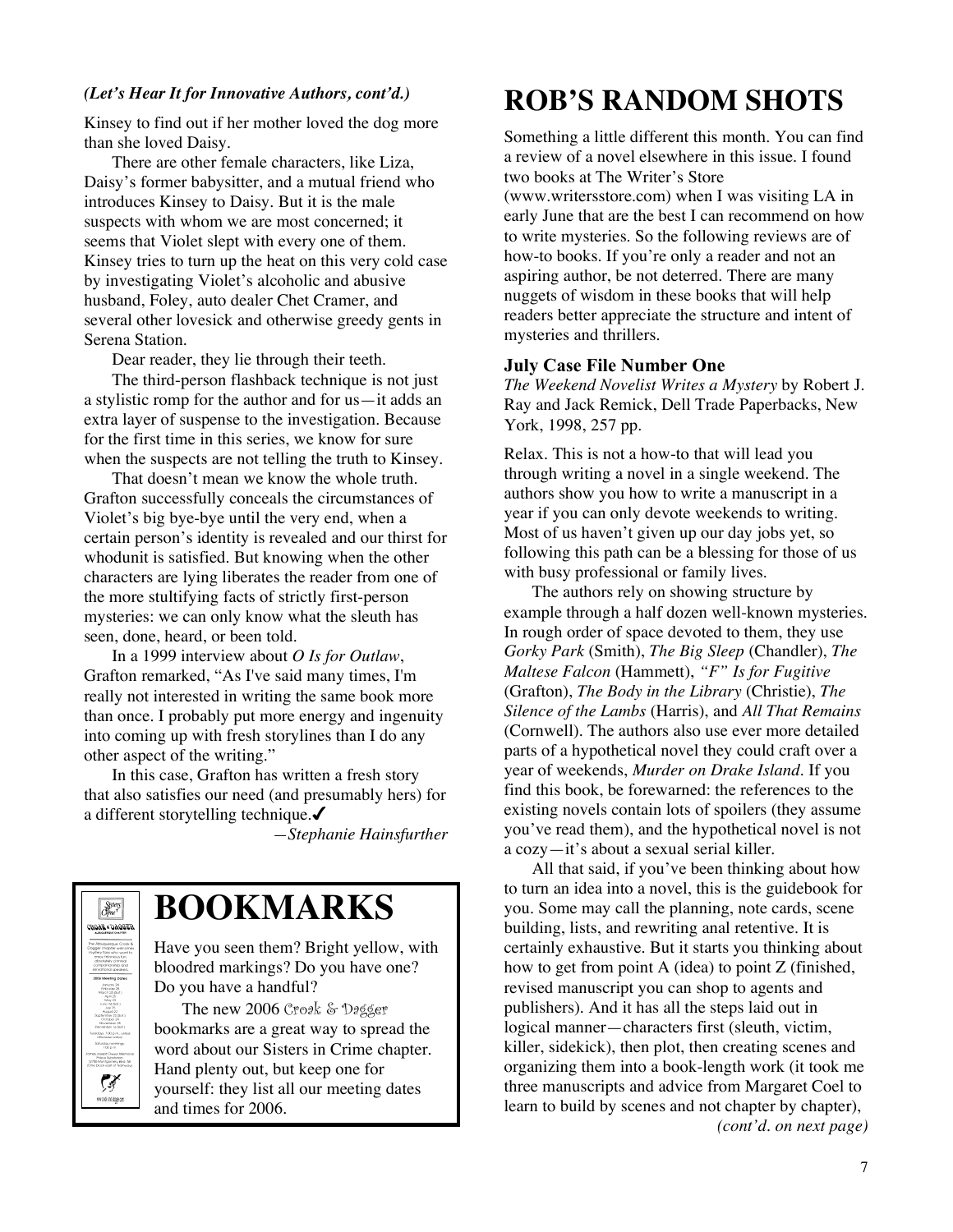*(Let's Hear It for Innovative Authors, cont'd.)*

Kinsey to find out if her mother loved the dog more than she loved Daisy.

There are other female characters, like Liza, Daisy's former babysitter, and a mutual friend who introduces Kinsey to Daisy. But it is the male suspects with whom we are most concerned; it seems that Violet slept with every one of them. Kinsey tries to turn up the heat on this very cold case by investigating Violet's alcoholic and abusive husband, Foley, auto dealer Chet Cramer, and several other lovesick and otherwise greedy gents in Serena Station.

Dear reader, they lie through their teeth.

The third-person flashback technique is not just a stylistic romp for the author and for us—it adds an extra layer of suspense to the investigation. Because for the first time in this series, we know for sure when the suspects are not telling the truth to Kinsey.

That doesn't mean we know the whole truth. Grafton successfully conceals the circumstances of Violet's big bye-bye until the very end, when a certain person's identity is revealed and our thirst for whodunit is satisfied. But knowing when the other characters are lying liberates the reader from one of the more stultifying facts of strictly first-person mysteries: we can only know what the sleuth has seen, done, heard, or been told.

In a 1999 interview about *O Is for Outlaw*, Grafton remarked, "As I've said many times, I'm really not interested in writing the same book more than once. I probably put more energy and ingenuity into coming up with fresh storylines than I do any other aspect of the writing."

In this case, Grafton has written a fresh story that also satisfies our need (and presumably hers) for a different storytelling technique.✔

*—Stephanie Hainsfurther*

# BOOKMARKS

Have you seen them? Bright yellow, with bloodred markings? Do you have one? Do you have a handful?

The new 2006 Croak & Dagger bookmarks are a great way to spread the word about our Sisters in Crime chapter. Hand plenty out, but keep one for yourself: they list all our meeting dates and times for 2006.

# ROB'S RANDOM SHOTS

Something a little different this month. You can find a review of a novel elsewhere in this issue. I found two books at The Writer's Store (www.writersstore.com) when I was visiting LA in early June that are the best I can recommend on how to write mysteries. So the following reviews are of how-to books. If you're only a reader and not an aspiring author, be not deterred. There are many nuggets of wisdom in these books that will help readers better appreciate the structure and intent of mysteries and thrillers.

### July Case File Number One

*The Weekend Novelist Writes a Mystery* by Robert J. Ray and Jack Remick, Dell Trade Paperbacks, New York, 1998, 257 pp.

Relax. This is not a how-to that will lead you through writing a novel in a single weekend. The authors show you how to write a manuscript in a year if you can only devote weekends to writing. Most of us haven't given up our day jobs yet, so following this path can be a blessing for those of us with busy professional or family lives.

The authors rely on showing structure by example through a half dozen well-known mysteries. In rough order of space devoted to them, they use *Gorky Park* (Smith), *The Big Sleep* (Chandler), *The Maltese Falcon* (Hammett), *"F" Is for Fugitive* (Grafton), *The Body in the Library* (Christie), *The Silence of the Lambs* (Harris), and *All That Remains* (Cornwell). The authors also use ever more detailed parts of a hypothetical novel they could craft over a year of weekends, *Murder on Drake Island*. If you find this book, be forewarned: the references to the existing novels contain lots of spoilers (they assume you've read them), and the hypothetical novel is not a cozy—it's about a sexual serial killer.

All that said, if you've been thinking about how to turn an idea into a novel, this is the guidebook for you. Some may call the planning, note cards, scene building, lists, and rewriting anal retentive. It is certainly exhaustive. But it starts you thinking about how to get from point A (idea) to point Z (finished, revised manuscript you can shop to agents and publishers). And it has all the steps laid out in logical manner—characters first (sleuth, victim, killer, sidekick), then plot, then creating scenes and organizing them into a book-length work (it took me three manuscripts and advice from Margaret Coel to learn to build by scenes and not chapter by chapter),

*(cont'd. on next page)*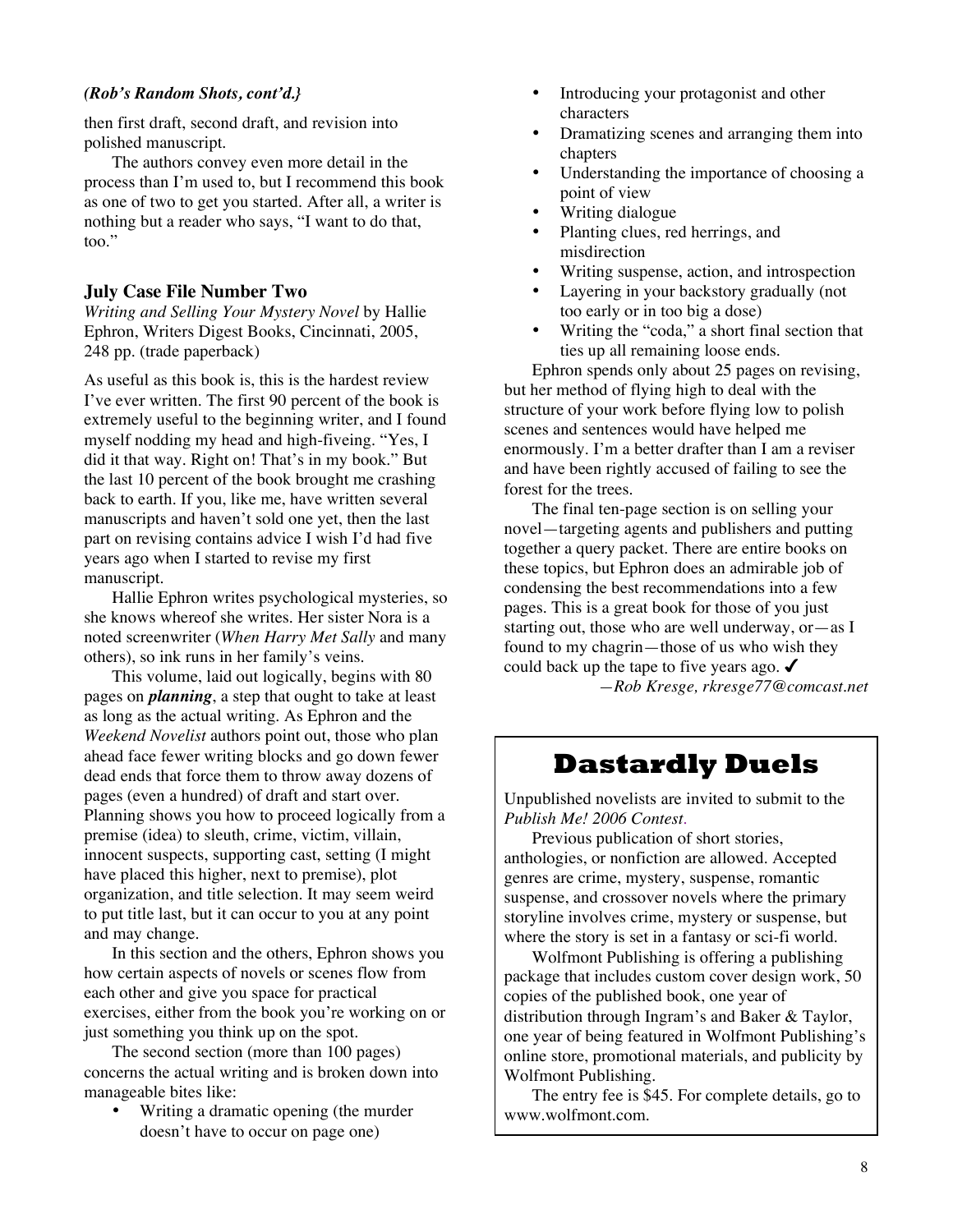*(Rob's Random Shots, cont'd.}*

then first draft, second draft, and revision into polished manuscript.

The authors convey even more detail in the process than I'm used to, but I recommend this book as one of two to get you started. After all, a writer is nothing but a reader who says, "I want to do that, too."

### July Case File Number Two

*Writing and Selling Your Mystery Novel* by Hallie Ephron, Writers Digest Books, Cincinnati, 2005, 248 pp. (trade paperback)

As useful as this book is, this is the hardest review I've ever written. The first 90 percent of the book is extremely useful to the beginning writer, and I found myself nodding my head and high-fiveing. "Yes, I did it that way. Right on! That's in my book." But the last 10 percent of the book brought me crashing back to earth. If you, like me, have written several manuscripts and haven't sold one yet, then the last part on revising contains advice I wish I'd had five years ago when I started to revise my first manuscript.

Hallie Ephron writes psychological mysteries, so she knows whereof she writes. Her sister Nora is a noted screenwriter (*When Harry Met Sally* and many others), so ink runs in her family's veins.

This volume, laid out logically, begins with 80 pages on ***planning***, a step that ought to take at least as long as the actual writing. As Ephron and the *Weekend Novelist* authors point out, those who plan ahead face fewer writing blocks and go down fewer dead ends that force them to throw away dozens of pages (even a hundred) of draft and start over. Planning shows you how to proceed logically from a premise (idea) to sleuth, crime, victim, villain, innocent suspects, supporting cast, setting (I might have placed this higher, next to premise), plot organization, and title selection. It may seem weird to put title last, but it can occur to you at any point and may change.

In this section and the others, Ephron shows you how certain aspects of novels or scenes flow from each other and give you space for practical exercises, either from the book you're working on or just something you think up on the spot.

The second section (more than 100 pages) concerns the actual writing and is broken down into manageable bites like:

- Writing a dramatic opening (the murder doesn't have to occur on page one)
- Introducing your protagonist and other characters
- Dramatizing scenes and arranging them into chapters
- Understanding the importance of choosing a point of view
- Writing dialogue
- Planting clues, red herrings, and misdirection
- Writing suspense, action, and introspection
- Layering in your backstory gradually (not too early or in too big a dose)
- Writing the "coda," a short final section that ties up all remaining loose ends.

Ephron spends only about 25 pages on revising, but her method of flying high to deal with the structure of your work before flying low to polish scenes and sentences would have helped me enormously. I'm a better drafter than I am a reviser and have been rightly accused of failing to see the forest for the trees.

The final ten-page section is on selling your novel—targeting agents and publishers and putting together a query packet. There are entire books on these topics, but Ephron does an admirable job of condensing the best recommendations into a few pages. This is a great book for those of you just starting out, those who are well underway, or—as I found to my chagrin—those of us who wish they could back up the tape to five years ago. ✔

*—Rob Kresge, rkresge77@comcast.net*

## Dastardly Duels

Unpublished novelists are invited to submit to the *Publish Me! 2006 Contest.*

Previous publication of short stories, anthologies, or nonfiction are allowed. Accepted genres are crime, mystery, suspense, romantic suspense, and crossover novels where the primary storyline involves crime, mystery or suspense, but where the story is set in a fantasy or sci-fi world.

Wolfmont Publishing is offering a publishing package that includes custom cover design work, 50 copies of the published book, one year of distribution through Ingram's and Baker & Taylor, one year of being featured in Wolfmont Publishing's online store, promotional materials, and publicity by Wolfmont Publishing.

The entry fee is $45. For complete details, go to www.wolfmont.com.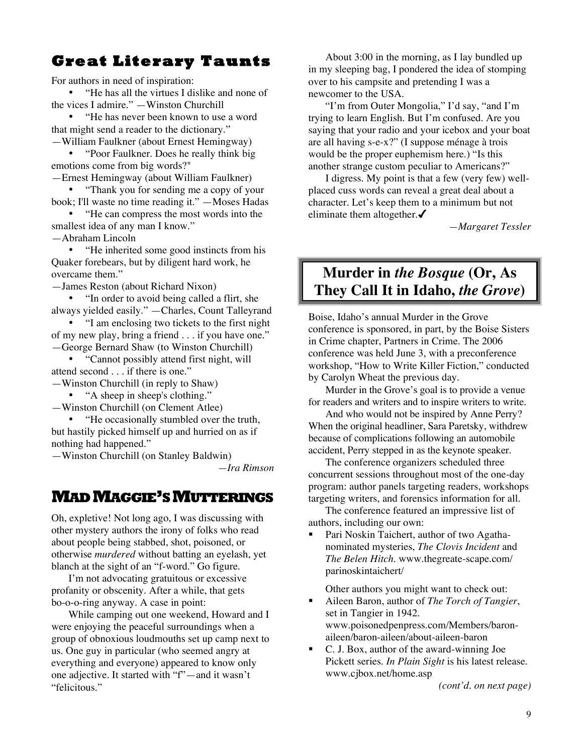## Great Literary Taunts

For authors in need of inspiration:

- "He has all the virtues I dislike and none of the vices I admire." —Winston Churchill
- "He has never been known to use a word that might send a reader to the dictionary." —William Faulkner (about Ernest Hemingway)
- "Poor Faulkner. Does he really think big emotions come from big words?" —Ernest Hemingway (about William Faulkner)
- "Thank you for sending me a copy of your book; I'll waste no time reading it." —Moses Hadas
- "He can compress the most words into the smallest idea of any man I know." —Abraham Lincoln
- "He inherited some good instincts from his Quaker forebears, but by diligent hard work, he overcame them." —James Reston (about Richard Nixon)
- "In order to avoid being called a flirt, she always yielded easily." —Charles, Count Talleyrand
- "I am enclosing two tickets to the first night of my new play, bring a friend . . . if you have one." —George Bernard Shaw (to Winston Churchill)
- "Cannot possibly attend first night, will attend second . . . if there is one." —Winston Churchill (in reply to Shaw)
- "A sheep in sheep's clothing." —Winston Churchill (on Clement Atlee)
- "He occasionally stumbled over the truth, but hastily picked himself up and hurried on as if nothing had happened." —Winston Churchill (on Stanley Baldwin)

*—Ira Rimson*

## Mad Maggie's Mutterings

Oh, expletive! Not long ago, I was discussing with other mystery authors the irony of folks who read about people being stabbed, shot, poisoned, or otherwise *murdered* without batting an eyelash, yet blanch at the sight of an "f-word." Go figure.

I'm not advocating gratuitous or excessive profanity or obscenity. After a while, that gets bo-o-o-ring anyway. A case in point:

While camping out one weekend, Howard and I were enjoying the peaceful surroundings when a group of obnoxious loudmouths set up camp next to us. One guy in particular (who seemed angry at everything and everyone) appeared to know only one adjective. It started with "f"—and it wasn't "felicitous."

About 3:00 in the morning, as I lay bundled up in my sleeping bag, I pondered the idea of stomping over to his campsite and pretending I was a newcomer to the USA.

"I'm from Outer Mongolia," I'd say, "and I'm trying to learn English. But I'm confused. Are you saying that your radio and your icebox and your boat are all having s-e-x?" (I suppose ménage à trois would be the proper euphemism here.) "Is this another strange custom peculiar to Americans?"

I digress. My point is that a few (very few) well-placed cuss words can reveal a great deal about a character. Let's keep them to a minimum but not eliminate them altogether.✔

*—Margaret Tessler*

## Murder in *the Bosque* (Or, As They Call It in Idaho, *the Grove*)

Boise, Idaho's annual Murder in the Grove conference is sponsored, in part, by the Boise Sisters in Crime chapter, Partners in Crime. The 2006 conference was held June 3, with a preconference workshop, "How to Write Killer Fiction," conducted by Carolyn Wheat the previous day.

Murder in the Grove's goal is to provide a venue for readers and writers and to inspire writers to write.

And who would not be inspired by Anne Perry? When the original headliner, Sara Paretsky, withdrew because of complications following an automobile accident, Perry stepped in as the keynote speaker.

The conference organizers scheduled three concurrent sessions throughout most of the one-day program: author panels targeting readers, workshops targeting writers, and forensics information for all.

The conference featured an impressive list of authors, including our own:

- Pari Noskin Taichert, author of two Agatha-nominated mysteries, *The Clovis Incident* and *The Belen Hitch*. www.thegreate-scape.com/parinoskintaichert/

Other authors you might want to check out:

- Aileen Baron, author of *The Torch of Tangier*, set in Tangier in 1942. www.poisonedpenpress.com/Members/baron-aileen/baron-aileen/about-aileen-baron
- C. J. Box, author of the award-winning Joe Pickett series. *In Plain Sight* is his latest release. www.cjbox.net/home.asp

*(cont'd. on next page)*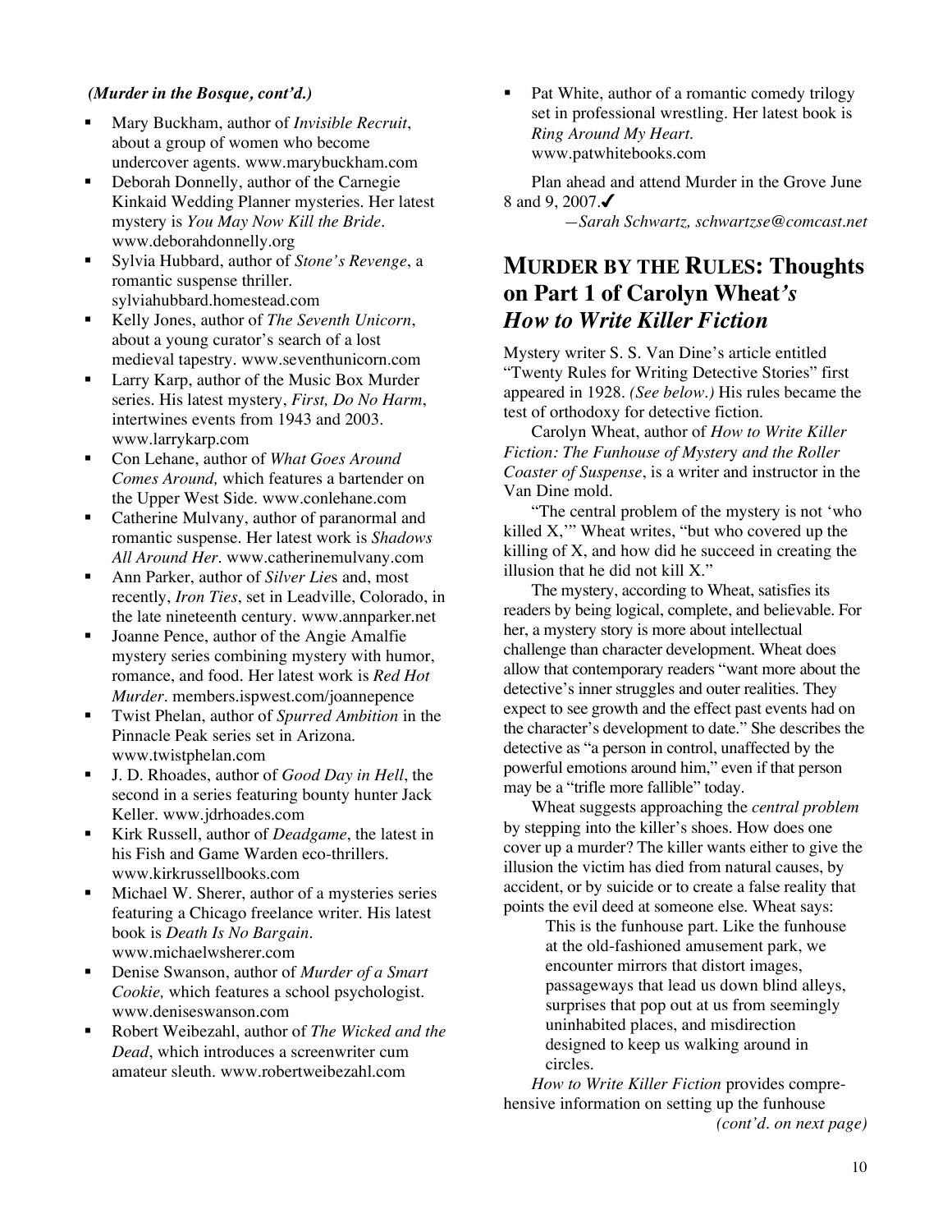*(Murder in the Bosque, cont'd.)*

- Mary Buckham, author of *Invisible Recruit*, about a group of women who become undercover agents. www.marybuckham.com
- Deborah Donnelly, author of the Carnegie Kinkaid Wedding Planner mysteries. Her latest mystery is *You May Now Kill the Bride*. www.deborahdonnelly.org
- Sylvia Hubbard, author of *Stone's Revenge*, a romantic suspense thriller. sylviahubbard.homestead.com
- Kelly Jones, author of *The Seventh Unicorn*, about a young curator's search of a lost medieval tapestry. www.seventhunicorn.com
- Larry Karp, author of the Music Box Murder series. His latest mystery, *First, Do No Harm*, intertwines events from 1943 and 2003. www.larrykarp.com
- Con Lehane, author of *What Goes Around Comes Around,* which features a bartender on the Upper West Side. www.conlehane.com
- Catherine Mulvany, author of paranormal and romantic suspense. Her latest work is *Shadows All Around Her*. www.catherinemulvany.com
- Ann Parker, author of *Silver Lies* and, most recently, *Iron Ties*, set in Leadville, Colorado, in the late nineteenth century. www.annparker.net
- Joanne Pence, author of the Angie Amalfie mystery series combining mystery with humor, romance, and food. Her latest work is *Red Hot Murder*. members.ispwest.com/joannepence
- Twist Phelan, author of *Spurred Ambition* in the Pinnacle Peak series set in Arizona. www.twistphelan.com
- J. D. Rhoades, author of *Good Day in Hell*, the second in a series featuring bounty hunter Jack Keller. www.jdrhoades.com
- Kirk Russell, author of *Deadgame*, the latest in his Fish and Game Warden eco-thrillers. www.kirkrussellbooks.com
- Michael W. Sherer, author of a mysteries series featuring a Chicago freelance writer. His latest book is *Death Is No Bargain*. www.michaelwsherer.com
- Denise Swanson, author of *Murder of a Smart Cookie,* which features a school psychologist. www.deniseswanson.com
- Robert Weibezahl, author of *The Wicked and the Dead*, which introduces a screenwriter cum amateur sleuth. www.robertweibezahl.com
- Pat White, author of a romantic comedy trilogy set in professional wrestling. Her latest book is *Ring Around My Heart.* www.patwhitebooks.com

Plan ahead and attend Murder in the Grove June 8 and 9, 2007.✔

*—Sarah Schwartz, schwartzse@comcast.net*

## MURDER BY THE RULES: Thoughts on Part 1 of Carolyn Wheat's *How to Write Killer Fiction*

Mystery writer S. S. Van Dine's article entitled "Twenty Rules for Writing Detective Stories" first appeared in 1928. *(See below.)* His rules became the test of orthodoxy for detective fiction.

Carolyn Wheat, author of *How to Write Killer Fiction: The Funhouse of Mystery and the Roller Coaster of Suspense*, is a writer and instructor in the Van Dine mold.

"The central problem of the mystery is not 'who killed X,'" Wheat writes, "but who covered up the killing of X, and how did he succeed in creating the illusion that he did not kill X."

The mystery, according to Wheat, satisfies its readers by being logical, complete, and believable. For her, a mystery story is more about intellectual challenge than character development. Wheat does allow that contemporary readers "want more about the detective's inner struggles and outer realities. They expect to see growth and the effect past events had on the character's development to date." She describes the detective as "a person in control, unaffected by the powerful emotions around him," even if that person may be a "trifle more fallible" today.

Wheat suggests approaching the *central problem* by stepping into the killer's shoes. How does one cover up a murder? The killer wants either to give the illusion the victim has died from natural causes, by accident, or by suicide or to create a false reality that points the evil deed at someone else. Wheat says:

> This is the funhouse part. Like the funhouse at the old-fashioned amusement park, we encounter mirrors that distort images, passageways that lead us down blind alleys, surprises that pop out at us from seemingly uninhabited places, and misdirection designed to keep us walking around in circles.

*How to Write Killer Fiction* provides comprehensive information on setting up the funhouse

*(cont'd. on next page)*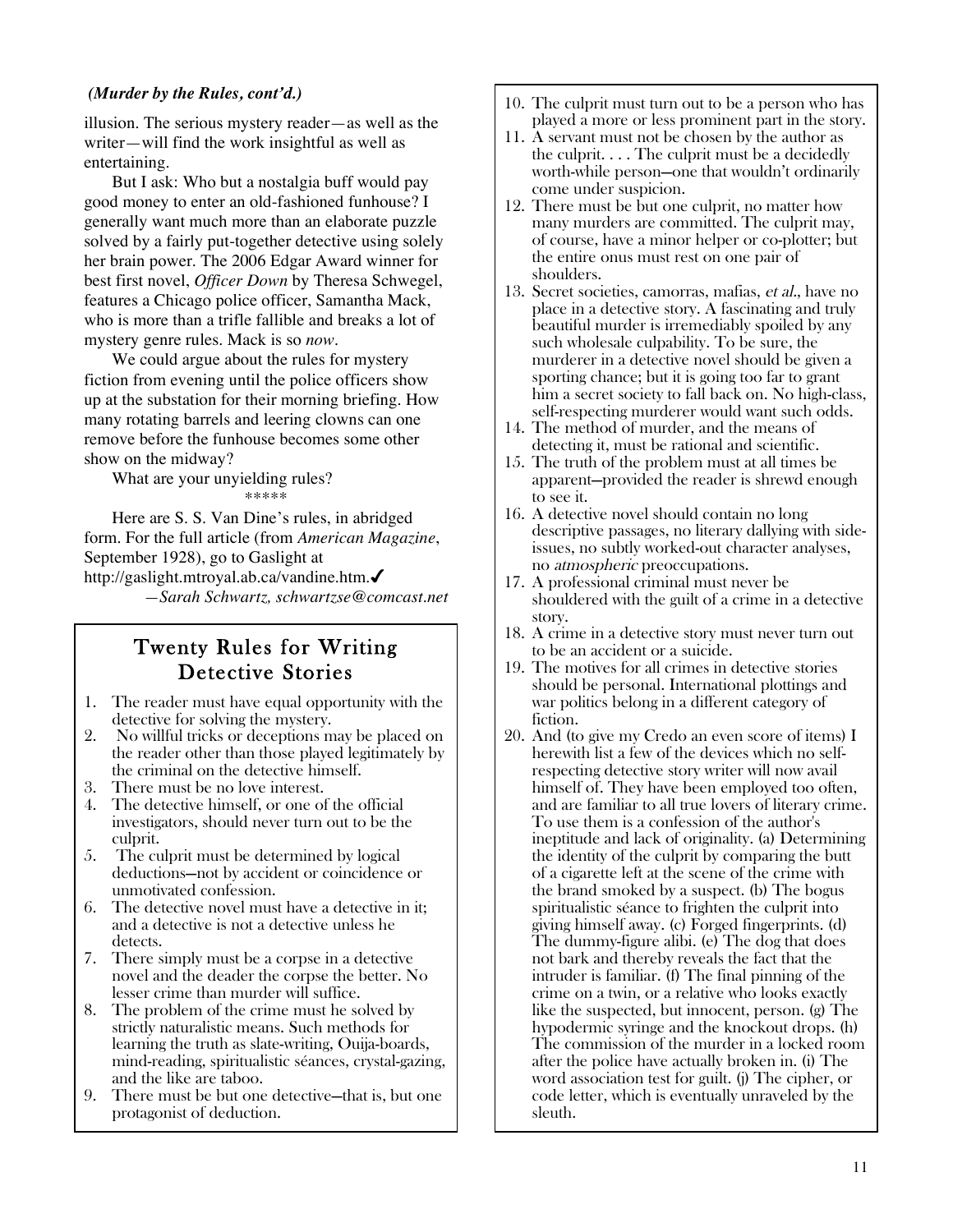***(Murder by the Rules, cont'd.)***

illusion. The serious mystery reader—as well as the writer—will find the work insightful as well as entertaining.

But I ask: Who but a nostalgia buff would pay good money to enter an old-fashioned funhouse? I generally want much more than an elaborate puzzle solved by a fairly put-together detective using solely her brain power. The 2006 Edgar Award winner for best first novel, *Officer Down* by Theresa Schwegel, features a Chicago police officer, Samantha Mack, who is more than a trifle fallible and breaks a lot of mystery genre rules. Mack is so *now*.

We could argue about the rules for mystery fiction from evening until the police officers show up at the substation for their morning briefing. How many rotating barrels and leering clowns can one remove before the funhouse becomes some other show on the midway?

What are your unyielding rules?

\*\*\*\*\*

Here are S. S. Van Dine's rules, in abridged form. For the full article (from *American Magazine*, September 1928), go to Gaslight at http://gaslight.mtroyal.ab.ca/vandine.htm.✓

*—Sarah Schwartz, schwartzse@comcast.net*

## Twenty Rules for Writing Detective Stories

1. The reader must have equal opportunity with the detective for solving the mystery.
2. No willful tricks or deceptions may be placed on the reader other than those played legitimately by the criminal on the detective himself.
3. There must be no love interest.
4. The detective himself, or one of the official investigators, should never turn out to be the culprit.
5. The culprit must be determined by logical deductions—not by accident or coincidence or unmotivated confession.
6. The detective novel must have a detective in it; and a detective is not a detective unless he detects.
7. There simply must be a corpse in a detective novel and the deader the corpse the better. No lesser crime than murder will suffice.
8. The problem of the crime must he solved by strictly naturalistic means. Such methods for learning the truth as slate-writing, Ouija-boards, mind-reading, spiritualistic séances, crystal-gazing, and the like are taboo.
9. There must be but one detective—that is, but one protagonist of deduction.
10. The culprit must turn out to be a person who has played a more or less prominent part in the story.
11. A servant must not be chosen by the author as the culprit. . . . The culprit must be a decidedly worth-while person—one that wouldn't ordinarily come under suspicion.
12. There must be but one culprit, no matter how many murders are committed. The culprit may, of course, have a minor helper or co-plotter; but the entire onus must rest on one pair of shoulders.
13. Secret societies, camorras, mafias, *et al.*, have no place in a detective story. A fascinating and truly beautiful murder is irremediably spoiled by any such wholesale culpability. To be sure, the murderer in a detective novel should be given a sporting chance; but it is going too far to grant him a secret society to fall back on. No high-class, self-respecting murderer would want such odds.
14. The method of murder, and the means of detecting it, must be rational and scientific.
15. The truth of the problem must at all times be apparent—provided the reader is shrewd enough to see it.
16. A detective novel should contain no long descriptive passages, no literary dallying with side-issues, no subtly worked-out character analyses, no *atmospheric* preoccupations.
17. A professional criminal must never be shouldered with the guilt of a crime in a detective story.
18. A crime in a detective story must never turn out to be an accident or a suicide.
19. The motives for all crimes in detective stories should be personal. International plottings and war politics belong in a different category of fiction.
20. And (to give my Credo an even score of items) I herewith list a few of the devices which no self-respecting detective story writer will now avail himself of. They have been employed too often, and are familiar to all true lovers of literary crime. To use them is a confession of the author's ineptitude and lack of originality. (a) Determining the identity of the culprit by comparing the butt of a cigarette left at the scene of the crime with the brand smoked by a suspect. (b) The bogus spiritualistic séance to frighten the culprit into giving himself away. (c) Forged fingerprints. (d) The dummy-figure alibi. (e) The dog that does not bark and thereby reveals the fact that the intruder is familiar. (f) The final pinning of the crime on a twin, or a relative who looks exactly like the suspected, but innocent, person. (g) The hypodermic syringe and the knockout drops. (h) The commission of the murder in a locked room after the police have actually broken in. (i) The word association test for guilt. (j) The cipher, or code letter, which is eventually unraveled by the sleuth.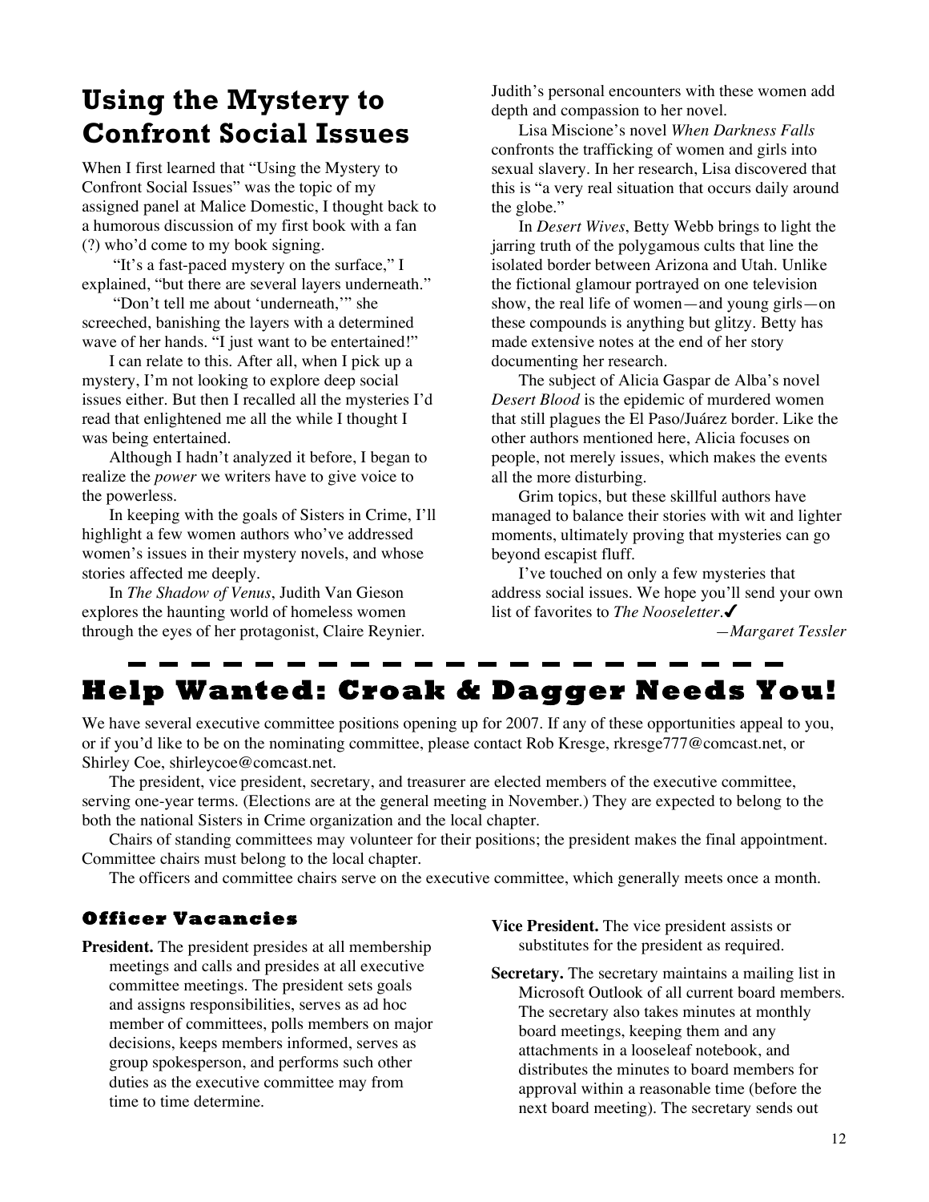## Using the Mystery to Confront Social Issues

When I first learned that "Using the Mystery to Confront Social Issues" was the topic of my assigned panel at Malice Domestic, I thought back to a humorous discussion of my first book with a fan (?) who'd come to my book signing.

"It's a fast-paced mystery on the surface," I explained, "but there are several layers underneath."

"Don't tell me about 'underneath,'" she screeched, banishing the layers with a determined wave of her hands. "I just want to be entertained!"

I can relate to this. After all, when I pick up a mystery, I'm not looking to explore deep social issues either. But then I recalled all the mysteries I'd read that enlightened me all the while I thought I was being entertained.

Although I hadn't analyzed it before, I began to realize the *power* we writers have to give voice to the powerless.

In keeping with the goals of Sisters in Crime, I'll highlight a few women authors who've addressed women's issues in their mystery novels, and whose stories affected me deeply.

In *The Shadow of Venus*, Judith Van Gieson explores the haunting world of homeless women through the eyes of her protagonist, Claire Reynier. Judith's personal encounters with these women add depth and compassion to her novel.

Lisa Miscione's novel *When Darkness Falls* confronts the trafficking of women and girls into sexual slavery. In her research, Lisa discovered that this is "a very real situation that occurs daily around the globe."

In *Desert Wives*, Betty Webb brings to light the jarring truth of the polygamous cults that line the isolated border between Arizona and Utah. Unlike the fictional glamour portrayed on one television show, the real life of women—and young girls—on these compounds is anything but glitzy. Betty has made extensive notes at the end of her story documenting her research.

The subject of Alicia Gaspar de Alba's novel *Desert Blood* is the epidemic of murdered women that still plagues the El Paso/Juárez border. Like the other authors mentioned here, Alicia focuses on people, not merely issues, which makes the events all the more disturbing.

Grim topics, but these skillful authors have managed to balance their stories with wit and lighter moments, ultimately proving that mysteries can go beyond escapist fluff.

I've touched on only a few mysteries that address social issues. We hope you'll send your own list of favorites to *The Nooseletter*.✔

—*Margaret Tessler*

## Help Wanted: Croak & Dagger Needs You!

We have several executive committee positions opening up for 2007. If any of these opportunities appeal to you, or if you'd like to be on the nominating committee, please contact Rob Kresge, rkresge777@comcast.net, or Shirley Coe, shirleycoe@comcast.net.

The president, vice president, secretary, and treasurer are elected members of the executive committee, serving one-year terms. (Elections are at the general meeting in November.) They are expected to belong to the both the national Sisters in Crime organization and the local chapter.

Chairs of standing committees may volunteer for their positions; the president makes the final appointment. Committee chairs must belong to the local chapter.

The officers and committee chairs serve on the executive committee, which generally meets once a month.

### Officer Vacancies

**President.** The president presides at all membership meetings and calls and presides at all executive committee meetings. The president sets goals and assigns responsibilities, serves as ad hoc member of committees, polls members on major decisions, keeps members informed, serves as group spokesperson, and performs such other duties as the executive committee may from time to time determine.

**Vice President.** The vice president assists or substitutes for the president as required.

**Secretary.** The secretary maintains a mailing list in Microsoft Outlook of all current board members. The secretary also takes minutes at monthly board meetings, keeping them and any attachments in a looseleaf notebook, and distributes the minutes to board members for approval within a reasonable time (before the next board meeting). The secretary sends out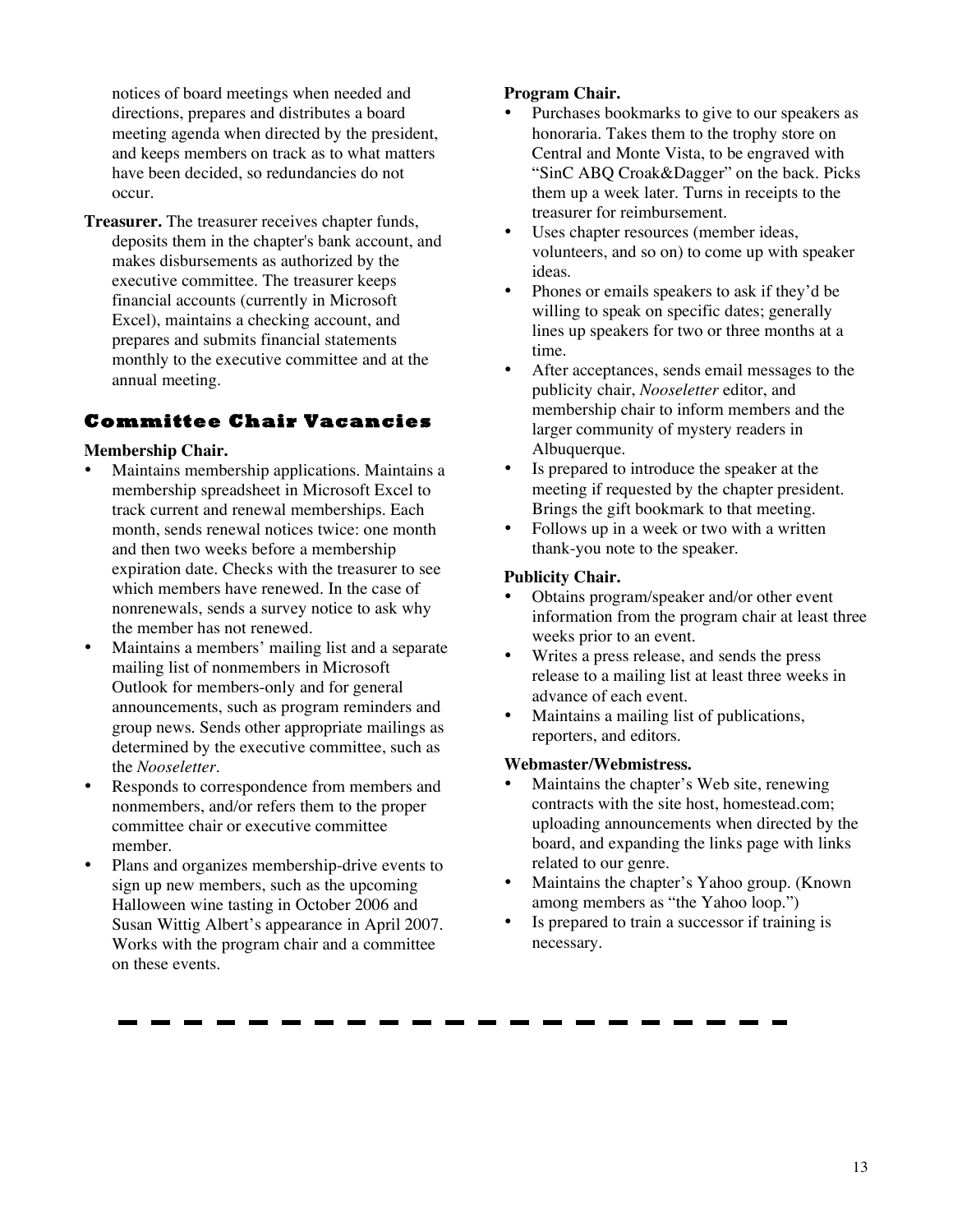notices of board meetings when needed and directions, prepares and distributes a board meeting agenda when directed by the president, and keeps members on track as to what matters have been decided, so redundancies do not occur.

**Treasurer.** The treasurer receives chapter funds, deposits them in the chapter's bank account, and makes disbursements as authorized by the executive committee. The treasurer keeps financial accounts (currently in Microsoft Excel), maintains a checking account, and prepares and submits financial statements monthly to the executive committee and at the annual meeting.

## Committee Chair Vacancies

**Membership Chair.**

- Maintains membership applications. Maintains a membership spreadsheet in Microsoft Excel to track current and renewal memberships. Each month, sends renewal notices twice: one month and then two weeks before a membership expiration date. Checks with the treasurer to see which members have renewed. In the case of nonrenewals, sends a survey notice to ask why the member has not renewed.
- Maintains a members' mailing list and a separate mailing list of nonmembers in Microsoft Outlook for members-only and for general announcements, such as program reminders and group news. Sends other appropriate mailings as determined by the executive committee, such as the *Nooseletter*.
- Responds to correspondence from members and nonmembers, and/or refers them to the proper committee chair or executive committee member.
- Plans and organizes membership-drive events to sign up new members, such as the upcoming Halloween wine tasting in October 2006 and Susan Wittig Albert's appearance in April 2007. Works with the program chair and a committee on these events.

**Program Chair.**

- Purchases bookmarks to give to our speakers as honoraria. Takes them to the trophy store on Central and Monte Vista, to be engraved with "SinC ABQ Croak&Dagger" on the back. Picks them up a week later. Turns in receipts to the treasurer for reimbursement.
- Uses chapter resources (member ideas, volunteers, and so on) to come up with speaker ideas.
- Phones or emails speakers to ask if they'd be willing to speak on specific dates; generally lines up speakers for two or three months at a time.
- After acceptances, sends email messages to the publicity chair, *Nooseletter* editor, and membership chair to inform members and the larger community of mystery readers in Albuquerque.
- Is prepared to introduce the speaker at the meeting if requested by the chapter president. Brings the gift bookmark to that meeting.
- Follows up in a week or two with a written thank-you note to the speaker.

**Publicity Chair.**

- Obtains program/speaker and/or other event information from the program chair at least three weeks prior to an event.
- Writes a press release, and sends the press release to a mailing list at least three weeks in advance of each event.
- Maintains a mailing list of publications, reporters, and editors.

**Webmaster/Webmistress.**

- Maintains the chapter's Web site, renewing contracts with the site host, homestead.com; uploading announcements when directed by the board, and expanding the links page with links related to our genre.
- Maintains the chapter's Yahoo group. (Known among members as "the Yahoo loop.")
- Is prepared to train a successor if training is necessary.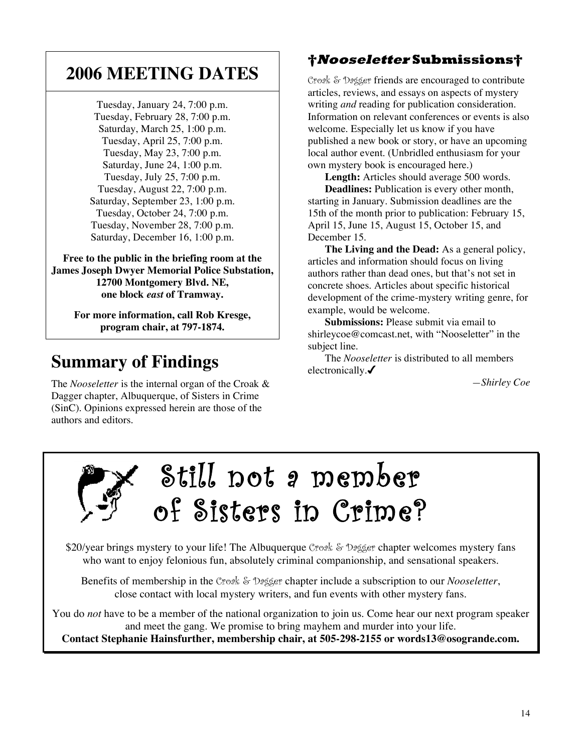## 2006 MEETING DATES

Tuesday, January 24, 7:00 p.m.
Tuesday, February 28, 7:00 p.m.
Saturday, March 25, 1:00 p.m.
Tuesday, April 25, 7:00 p.m.
Tuesday, May 23, 7:00 p.m.
Saturday, June 24, 1:00 p.m.
Tuesday, July 25, 7:00 p.m.
Tuesday, August 22, 7:00 p.m.
Saturday, September 23, 1:00 p.m.
Tuesday, October 24, 7:00 p.m.
Tuesday, November 28, 7:00 p.m.
Saturday, December 16, 1:00 p.m.

**Free to the public in the briefing room at the James Joseph Dwyer Memorial Police Substation, 12700 Montgomery Blvd. NE, one block *east* of Tramway.**

**For more information, call Rob Kresge, program chair, at 797-1874.**

## Summary of Findings

The *Nooseletter* is the internal organ of the Croak & Dagger chapter, Albuquerque, of Sisters in Crime (SinC). Opinions expressed herein are those of the authors and editors.

### †*Nooseletter* Submissions†

Croak & Dagger friends are encouraged to contribute articles, reviews, and essays on aspects of mystery writing *and* reading for publication consideration. Information on relevant conferences or events is also welcome. Especially let us know if you have published a new book or story, or have an upcoming local author event. (Unbridled enthusiasm for your own mystery book is encouraged here.)

**Length:** Articles should average 500 words.

**Deadlines:** Publication is every other month, starting in January. Submission deadlines are the 15th of the month prior to publication: February 15, April 15, June 15, August 15, October 15, and December 15.

**The Living and the Dead:** As a general policy, articles and information should focus on living authors rather than dead ones, but that's not set in concrete shoes. Articles about specific historical development of the crime-mystery writing genre, for example, would be welcome.

**Submissions:** Please submit via email to shirleycoe@comcast.net, with "Nooseletter" in the subject line.

The *Nooseletter* is distributed to all members electronically.✔

—*Shirley Coe*

## Still not a member of Sisters in Crime?

$20/year brings mystery to your life! The Albuquerque Croak & Dagger chapter welcomes mystery fans who want to enjoy felonious fun, absolutely criminal companionship, and sensational speakers.

Benefits of membership in the Croak & Dagger chapter include a subscription to our *Nooseletter*, close contact with local mystery writers, and fun events with other mystery fans.

You do *not* have to be a member of the national organization to join us. Come hear our next program speaker and meet the gang. We promise to bring mayhem and murder into your life.

**Contact Stephanie Hainsfurther, membership chair, at 505-298-2155 or words13@osogrande.com.**